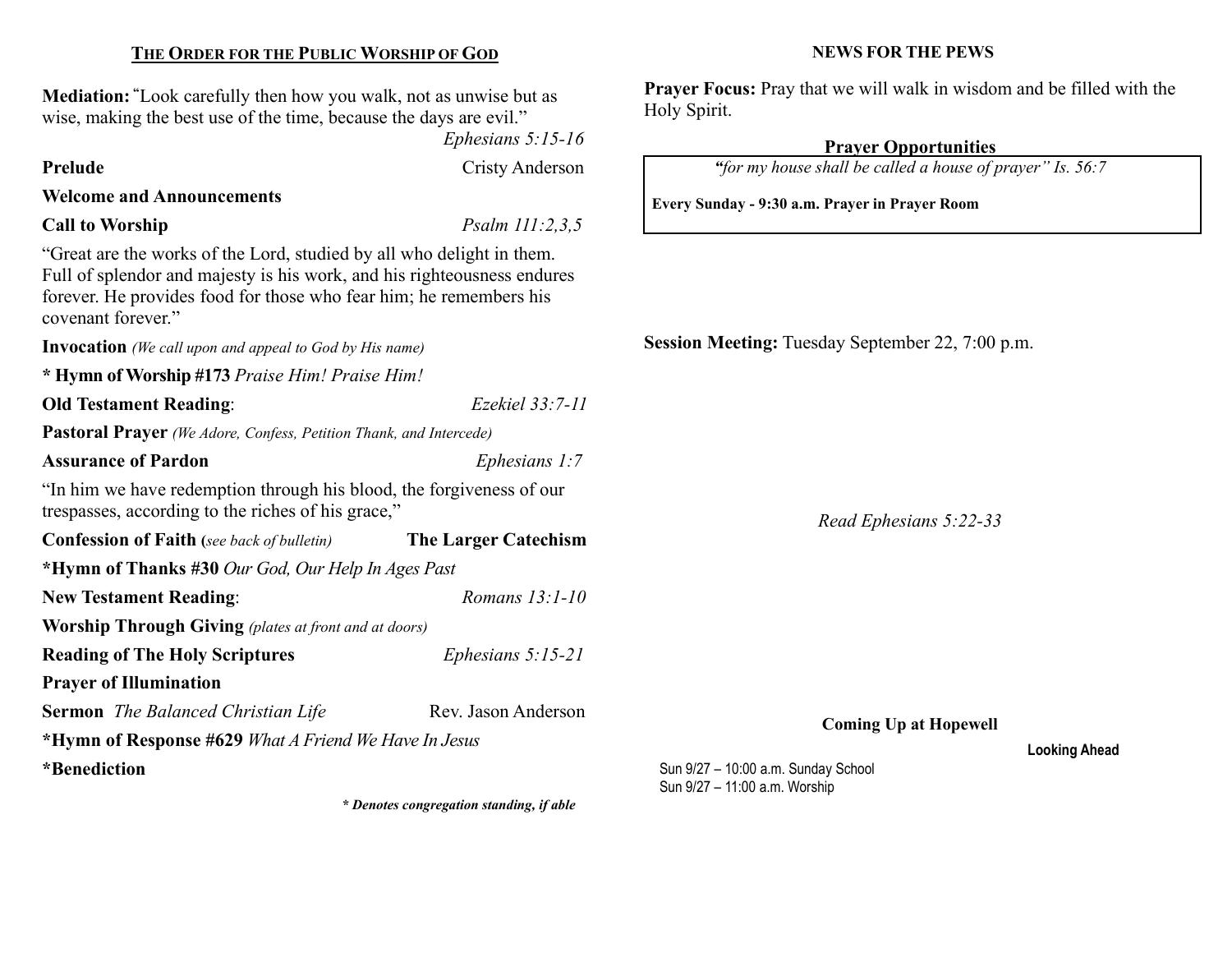## THE ORDER FOR THE PUBLIC WORSHIP OF GOD

**Mediation:** "Look carefully then how you walk, not as unwise but as wise, making the best use of the time, because the days are evil."
*Ephesians 5:15-16*

**Prelude** Cristy Anderson

**Welcome and Announcements**

**Call to Worship** *Psalm 111:2,3,5*

"Great are the works of the Lord, studied by all who delight in them. Full of splendor and majesty is his work, and his righteousness endures forever. He provides food for those who fear him; he remembers his covenant forever."

**Invocation** *(We call upon and appeal to God by His name)*

**\* Hymn of Worship #173** *Praise Him! Praise Him!*

**Old Testament Reading**: *Ezekiel 33:7-11*

**Pastoral Prayer** *(We Adore, Confess, Petition Thank, and Intercede)*

**Assurance of Pardon** *Ephesians 1:7*

"In him we have redemption through his blood, the forgiveness of our trespasses, according to the riches of his grace,"

**Confession of Faith (***see back of bulletin)* **The Larger Catechism**

**\*Hymn of Thanks #30** *Our God, Our Help In Ages Past*

**New Testament Reading**: *Romans 13:1-10*

**Worship Through Giving** *(plates at front and at doors)*

**Reading of The Holy Scriptures** *Ephesians 5:15-21*

**Prayer of Illumination**

**Sermon** *The Balanced Christian Life* Rev. Jason Anderson

**\*Hymn of Response #629** *What A Friend We Have In Jesus*

**\*Benediction**

***\* Denotes congregation standing, if able***

## NEWS FOR THE PEWS

**Prayer Focus:** Pray that we will walk in wisdom and be filled with the Holy Spirit.

**Prayer Opportunities**

*"for my house shall be called a house of prayer" Is. 56:7*

**Every Sunday - 9:30 a.m. Prayer in Prayer Room**

**Session Meeting:** Tuesday September 22, 7:00 p.m.

*Read Ephesians 5:22-33*

**Coming Up at Hopewell**

**Looking Ahead**

Sun 9/27 – 10:00 a.m. Sunday School
Sun 9/27 – 11:00 a.m. Worship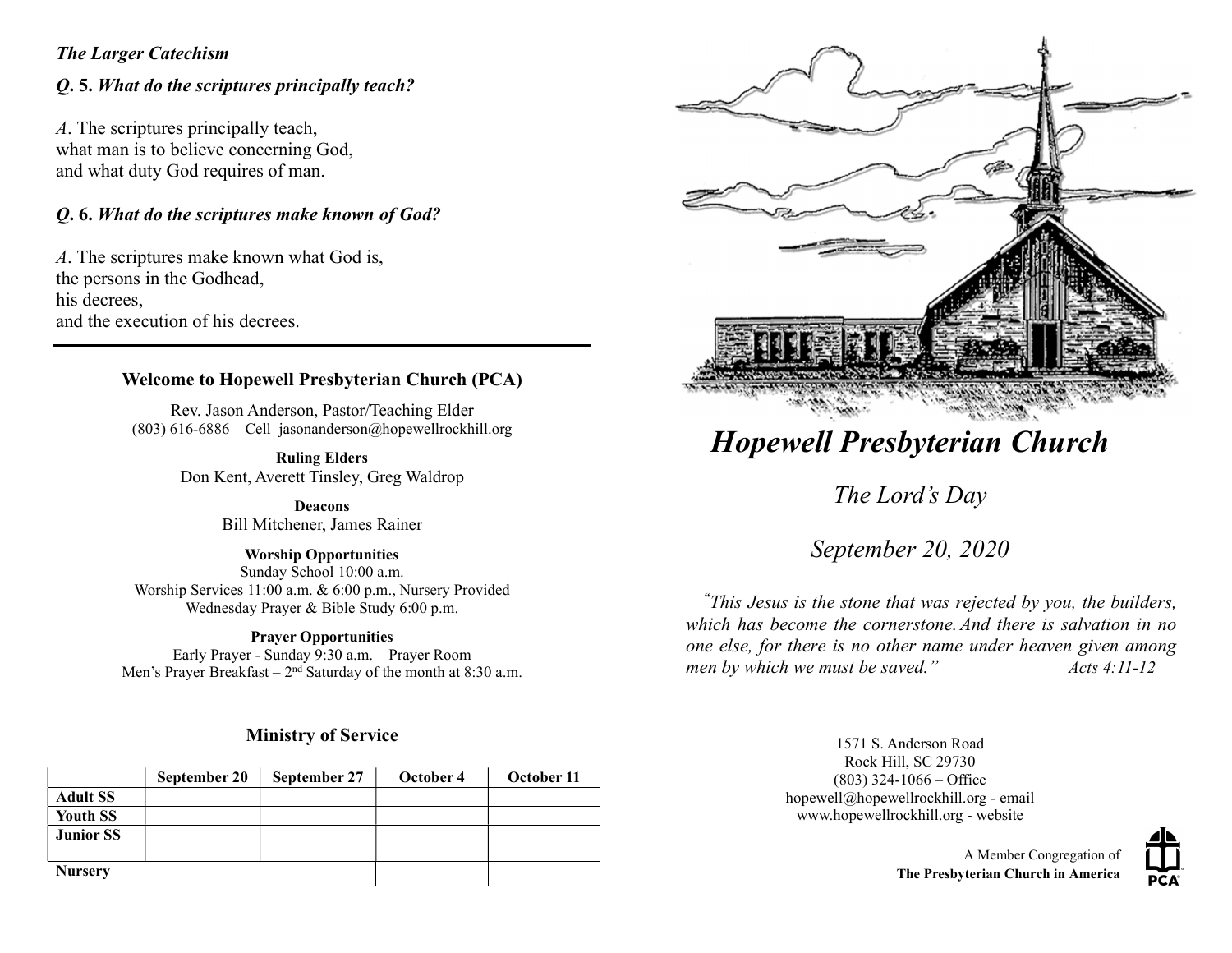*The Larger Catechism*

***Q.* 5. *What do the scriptures principally teach?***

*A*. The scriptures principally teach,
what man is to believe concerning God,
and what duty God requires of man.

***Q.* 6. *What do the scriptures make known of God?***

*A*. The scriptures make known what God is,
the persons in the Godhead,
his decrees,
and the execution of his decrees.

---

### Welcome to Hopewell Presbyterian Church (PCA)

Rev. Jason Anderson, Pastor/Teaching Elder
(803) 616-6886 – Cell jasonanderson@hopewellrockhill.org

**Ruling Elders**
Don Kent, Averett Tinsley, Greg Waldrop

**Deacons**
Bill Mitchener, James Rainer

**Worship Opportunities**
Sunday School 10:00 a.m.
Worship Services 11:00 a.m. & 6:00 p.m., Nursery Provided
Wednesday Prayer & Bible Study 6:00 p.m.

**Prayer Opportunities**
Early Prayer - Sunday 9:30 a.m. – Prayer Room
Men's Prayer Breakfast – 2nd Saturday of the month at 8:30 a.m.

### Ministry of Service

| | September 20 | September 27 | October 4 | October 11 |
|---|---|---|---|---|
| **Adult SS** | | | | |
| **Youth SS** | | | | |
| **Junior SS** | | | | |
| **Nursery** | | | | |

# *Hopewell Presbyterian Church*

*The Lord's Day*

*September 20, 2020*

*"This Jesus is the stone that was rejected by you, the builders, which has become the cornerstone. And there is salvation in no one else, for there is no other name under heaven given among men by which we must be saved."* *Acts 4:11-12*

1571 S. Anderson Road
Rock Hill, SC 29730
(803) 324-1066 – Office
hopewell@hopewellrockhill.org - email
www.hopewellrockhill.org - website

A Member Congregation of
**The Presbyterian Church in America**